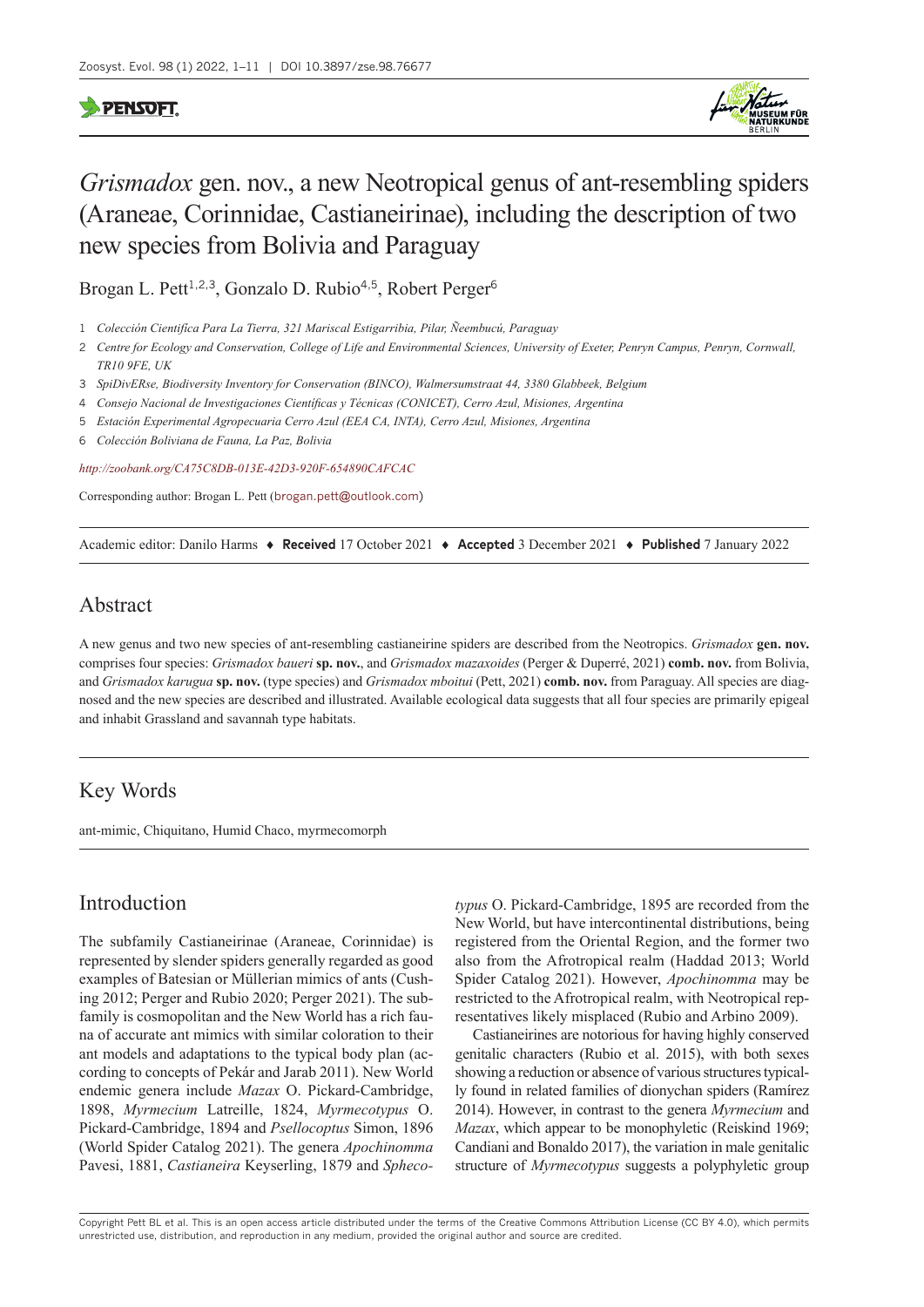# *Grismadox* gen. nov., a new Neotropical genus of ant-resembling spiders (Araneae, Corinnidae, Castianeirinae), including the description of two new species from Bolivia and Paraguay

Brogan L. Pett[1,2,3], Gonzalo D. Rubio[4,5], Robert Perger[6]

1 *Colección Científica Para La Tierra, 321 Mariscal Estigarribia, Pilar, Ñeembucú, Paraguay*

2 *Centre for Ecology and Conservation, College of Life and Environmental Sciences, University of Exeter, Penryn Campus, Penryn, Cornwall, TR10 9FE, UK*

3 *SpiDivERse, Biodiversity Inventory for Conservation (BINCO), Walmersumstraat 44, 3380 Glabbeek, Belgium*

4 *Consejo Nacional de Investigaciones Científicas y Técnicas (CONICET), Cerro Azul, Misiones, Argentina*

5 *Estación Experimental Agropecuaria Cerro Azul (EEA CA, INTA), Cerro Azul, Misiones, Argentina*

6 *Colección Boliviana de Fauna, La Paz, Bolivia*

*http://zoobank.org/CA75C8DB-013E-42D3-920F-654890CAFCAC*

Corresponding author: Brogan L. Pett (brogan.pett@outlook.com)

Academic editor: Danilo Harms ♦ **Received** 17 October 2021 ♦ **Accepted** 3 December 2021 ♦ **Published** 7 January 2022

## Abstract

A new genus and two new species of ant-resembling castianeirine spiders are described from the Neotropics. *Grismadox* **gen. nov.** comprises four species: *Grismadox baueri* **sp. nov.**, and *Grismadox mazaxoides* (Perger & Duperré, 2021) **comb. nov.** from Bolivia, and *Grismadox karugua* **sp. nov.** (type species) and *Grismadox mboitui* (Pett, 2021) **comb. nov.** from Paraguay. All species are diagnosed and the new species are described and illustrated. Available ecological data suggests that all four species are primarily epigeal and inhabit Grassland and savannah type habitats.

## Key Words

ant-mimic, Chiquitano, Humid Chaco, myrmecomorph

## Introduction

The subfamily Castianeirinae (Araneae, Corinnidae) is represented by slender spiders generally regarded as good examples of Batesian or Müllerian mimics of ants (Cushing 2012; Perger and Rubio 2020; Perger 2021). The subfamily is cosmopolitan and the New World has a rich fauna of accurate ant mimics with similar coloration to their ant models and adaptations to the typical body plan (according to concepts of Pekár and Jarab 2011). New World endemic genera include *Mazax* O. Pickard-Cambridge, 1898, *Myrmecium* Latreille, 1824, *Myrmecotypus* O. Pickard-Cambridge, 1894 and *Psellocoptus* Simon, 1896 (World Spider Catalog 2021). The genera *Apochinomma* Pavesi, 1881, *Castianeira* Keyserling, 1879 and *Sphecotypus* O. Pickard-Cambridge, 1895 are recorded from the New World, but have intercontinental distributions, being registered from the Oriental Region, and the former two also from the Afrotropical realm (Haddad 2013; World Spider Catalog 2021). However, *Apochinomma* may be restricted to the Afrotropical realm, with Neotropical representatives likely misplaced (Rubio and Arbino 2009).

Castianeirines are notorious for having highly conserved genitalic characters (Rubio et al. 2015), with both sexes showing a reduction or absence of various structures typically found in related families of dionychan spiders (Ramírez 2014). However, in contrast to the genera *Myrmecium* and *Mazax*, which appear to be monophyletic (Reiskind 1969; Candiani and Bonaldo 2017), the variation in male genitalic structure of *Myrmecotypus* suggests a polyphyletic group

Copyright Pett BL et al. This is an open access article distributed under the terms of the Creative Commons Attribution License (CC BY 4.0), which permits unrestricted use, distribution, and reproduction in any medium, provided the original author and source are credited.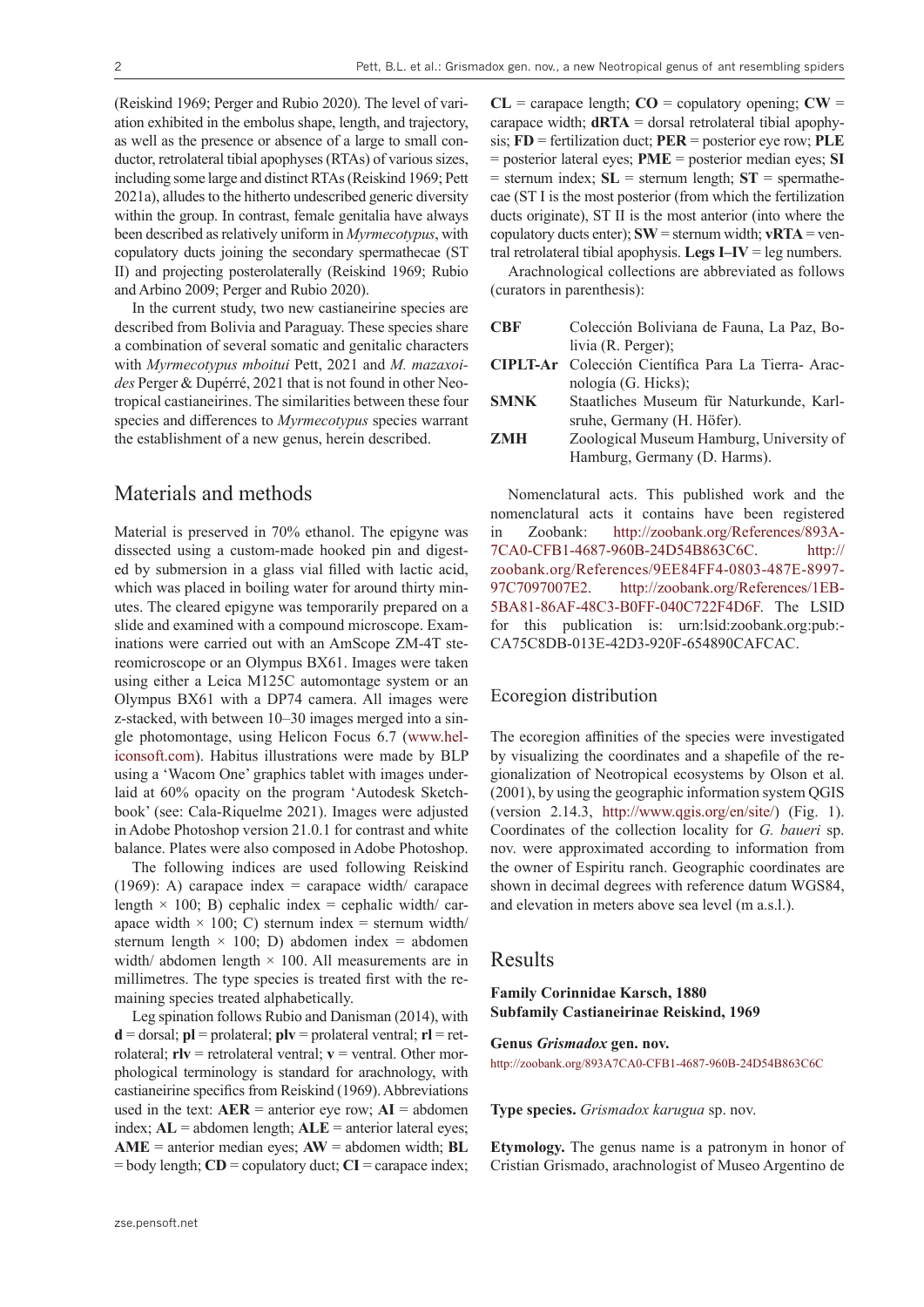(Reiskind 1969; Perger and Rubio 2020). The level of variation exhibited in the embolus shape, length, and trajectory, as well as the presence or absence of a large to small conductor, retrolateral tibial apophyses (RTAs) of various sizes, including some large and distinct RTAs (Reiskind 1969; Pett 2021a), alludes to the hitherto undescribed generic diversity within the group. In contrast, female genitalia have always been described as relatively uniform in *Myrmecotypus*, with copulatory ducts joining the secondary spermathecae (ST II) and projecting posterolaterally (Reiskind 1969; Rubio and Arbino 2009; Perger and Rubio 2020).

In the current study, two new castianeirine species are described from Bolivia and Paraguay. These species share a combination of several somatic and genitalic characters with *Myrmecotypus mboitui* Pett, 2021 and *M. mazaxoides* Perger & Dupérré, 2021 that is not found in other Neotropical castianeirines. The similarities between these four species and differences to *Myrmecotypus* species warrant the establishment of a new genus, herein described.

## Materials and methods

Material is preserved in 70% ethanol. The epigyne was dissected using a custom-made hooked pin and digested by submersion in a glass vial filled with lactic acid, which was placed in boiling water for around thirty minutes. The cleared epigyne was temporarily prepared on a slide and examined with a compound microscope. Examinations were carried out with an AmScope ZM-4T stereomicroscope or an Olympus BX61. Images were taken using either a Leica M125C automontage system or an Olympus BX61 with a DP74 camera. All images were z-stacked, with between 10–30 images merged into a single photomontage, using Helicon Focus 6.7 (www.heliconsoft.com). Habitus illustrations were made by BLP using a 'Wacom One' graphics tablet with images underlaid at 60% opacity on the program 'Autodesk Sketchbook' (see: Cala-Riquelme 2021). Images were adjusted in Adobe Photoshop version 21.0.1 for contrast and white balance. Plates were also composed in Adobe Photoshop.

The following indices are used following Reiskind (1969): A) carapace index = carapace width/ carapace length × 100; B) cephalic index = cephalic width/ carapace width × 100; C) sternum index = sternum width/ sternum length × 100; D) abdomen index = abdomen width/ abdomen length × 100. All measurements are in millimetres. The type species is treated first with the remaining species treated alphabetically.

Leg spination follows Rubio and Danisman (2014), with **d** = dorsal; **pl** = prolateral; **plv** = prolateral ventral; **rl** = retrolateral; **rlv** = retrolateral ventral; **v** = ventral. Other morphological terminology is standard for arachnology, with castianeirine specifics from Reiskind (1969). Abbreviations used in the text: **AER** = anterior eye row; **AI** = abdomen index; **AL** = abdomen length; **ALE** = anterior lateral eyes; **AME** = anterior median eyes; **AW** = abdomen width; **BL** = body length; **CD** = copulatory duct; **CI** = carapace index; **CL** = carapace length; **CO** = copulatory opening; **CW** = carapace width; **dRTA** = dorsal retrolateral tibial apophysis; **FD** = fertilization duct; **PER** = posterior eye row; **PLE** = posterior lateral eyes; **PME** = posterior median eyes; **SI** = sternum index; **SL** = sternum length; **ST** = spermathecae (ST I is the most posterior (from which the fertilization ducts originate), ST II is the most anterior (into where the copulatory ducts enter); **SW** = sternum width; **vRTA** = ventral retrolateral tibial apophysis. **Legs I–IV** = leg numbers.

Arachnological collections are abbreviated as follows (curators in parenthesis):

| | |
|---|---|
| **CBF** | Colección Boliviana de Fauna, La Paz, Bolivia (R. Perger); |
| **CIPLT-Ar** | Colección Científica Para La Tierra- Aracnología (G. Hicks); |
| **SMNK** | Staatliches Museum für Naturkunde, Karlsruhe, Germany (H. Höfer); |
| **ZMH** | Zoological Museum Hamburg, University of Hamburg, Germany (D. Harms). |

Nomenclatural acts. This published work and the nomenclatural acts it contains have been registered in Zoobank: http://zoobank.org/References/893A7CA0-CFB1-4687-960B-24D54B863C6C. http://zoobank.org/References/9EE84FF4-0803-487E-8997-97C7097007E2. http://zoobank.org/References/1EB5BA81-86AF-48C3-B0FF-040C722F4D6F. The LSID for this publication is: urn:lsid:zoobank.org:pub:CA75C8DB-013E-42D3-920F-654890CAFCAC.

## Ecoregion distribution

The ecoregion affinities of the species were investigated by visualizing the coordinates and a shapefile of the regionalization of Neotropical ecosystems by Olson et al. (2001), by using the geographic information system QGIS (version 2.14.3, http://www.qgis.org/en/site/) (Fig. 1). Coordinates of the collection locality for *G. baueri* sp. nov. were approximated according to information from the owner of Espiritu ranch. Geographic coordinates are shown in decimal degrees with reference datum WGS84, and elevation in meters above sea level (m a.s.l.).

## Results

**Family Corinnidae Karsch, 1880**
**Subfamily Castianeirinae Reiskind, 1969**

### Genus *Grismadox* gen. nov.

http://zoobank.org/893A7CA0-CFB1-4687-960B-24D54B863C6C

**Type species.** *Grismadox karugua* sp. nov.

**Etymology.** The genus name is a patronym in honor of Cristian Grismado, arachnologist of Museo Argentino de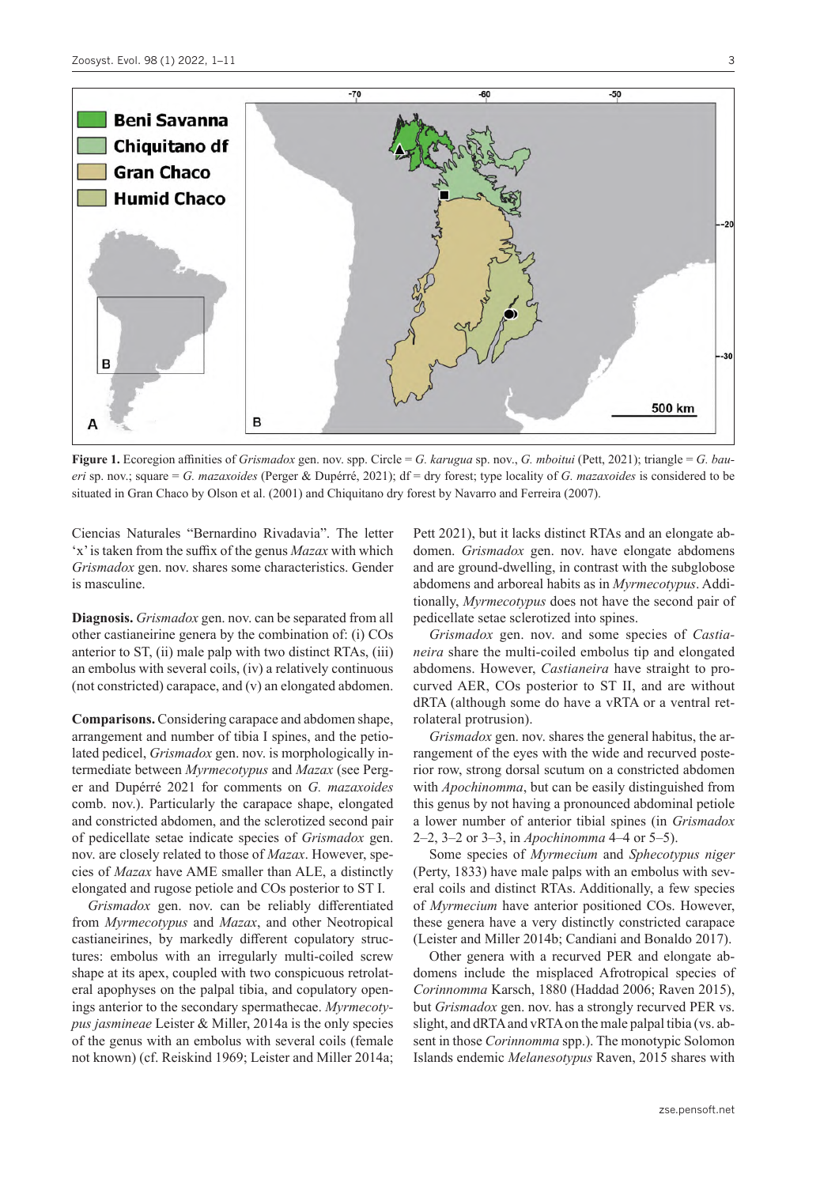**Figure 1.** Ecoregion affinities of *Grismadox* gen. nov. spp. Circle = *G. karugua* sp. nov., *G. mboitui* (Pett, 2021); triangle = *G. baueri* sp. nov.; square = *G. mazaxoides* (Perger & Dupérré, 2021); df = dry forest; type locality of *G. mazaxoides* is considered to be situated in Gran Chaco by Olson et al. (2001) and Chiquitano dry forest by Navarro and Ferreira (2007).

Ciencias Naturales "Bernardino Rivadavia". The letter 'x' is taken from the suffix of the genus *Mazax* with which *Grismadox* gen. nov. shares some characteristics. Gender is masculine.

**Diagnosis.** *Grismadox* gen. nov. can be separated from all other castianeirine genera by the combination of: (i) COs anterior to ST, (ii) male palp with two distinct RTAs, (iii) an embolus with several coils, (iv) a relatively continuous (not constricted) carapace, and (v) an elongated abdomen.

**Comparisons.** Considering carapace and abdomen shape, arrangement and number of tibia I spines, and the petiolated pedicel, *Grismadox* gen. nov. is morphologically intermediate between *Myrmecotypus* and *Mazax* (see Perger and Dupérré 2021 for comments on *G. mazaxoides* comb. nov.). Particularly the carapace shape, elongated and constricted abdomen, and the sclerotized second pair of pedicellate setae indicate species of *Grismadox* gen. nov. are closely related to those of *Mazax*. However, species of *Mazax* have AME smaller than ALE, a distinctly elongated and rugose petiole and COs posterior to ST I.

*Grismadox* gen. nov. can be reliably differentiated from *Myrmecotypus* and *Mazax*, and other Neotropical castianeirines, by markedly different copulatory structures: embolus with an irregularly multi-coiled screw shape at its apex, coupled with two conspicuous retrolateral apophyses on the palpal tibia, and copulatory openings anterior to the secondary spermathecae. *Myrmecotypus jasmineae* Leister & Miller, 2014a is the only species of the genus with an embolus with several coils (female not known) (cf. Reiskind 1969; Leister and Miller 2014a; Pett 2021), but it lacks distinct RTAs and an elongate abdomen. *Grismadox* gen. nov. have elongate abdomens and are ground-dwelling, in contrast with the subglobose abdomens and arboreal habits as in *Myrmecotypus*. Additionally, *Myrmecotypus* does not have the second pair of pedicellate setae sclerotized into spines.

*Grismadox* gen. nov. and some species of *Castianeira* share the multi-coiled embolus tip and elongated abdomens. However, *Castianeira* have straight to procurved AER, COs posterior to ST II, and are without dRTA (although some do have a vRTA or a ventral retrolateral protrusion).

*Grismadox* gen. nov. shares the general habitus, the arrangement of the eyes with the wide and recurved posterior row, strong dorsal scutum on a constricted abdomen with *Apochinomma*, but can be easily distinguished from this genus by not having a pronounced abdominal petiole a lower number of anterior tibial spines (in *Grismadox* 2–2, 3–2 or 3–3, in *Apochinomma* 4–4 or 5–5).

Some species of *Myrmecium* and *Sphecotypus niger* (Perty, 1833) have male palps with an embolus with several coils and distinct RTAs. Additionally, a few species of *Myrmecium* have anterior positioned COs. However, these genera have a very distinctly constricted carapace (Leister and Miller 2014b; Candiani and Bonaldo 2017).

Other genera with a recurved PER and elongate abdomens include the misplaced Afrotropical species of *Corinnomma* Karsch, 1880 (Haddad 2006; Raven 2015), but *Grismadox* gen. nov. has a strongly recurved PER vs. slight, and dRTA and vRTA on the male palpal tibia (vs. absent in those *Corinnomma* spp.). The monotypic Solomon Islands endemic *Melanesotypus* Raven, 2015 shares with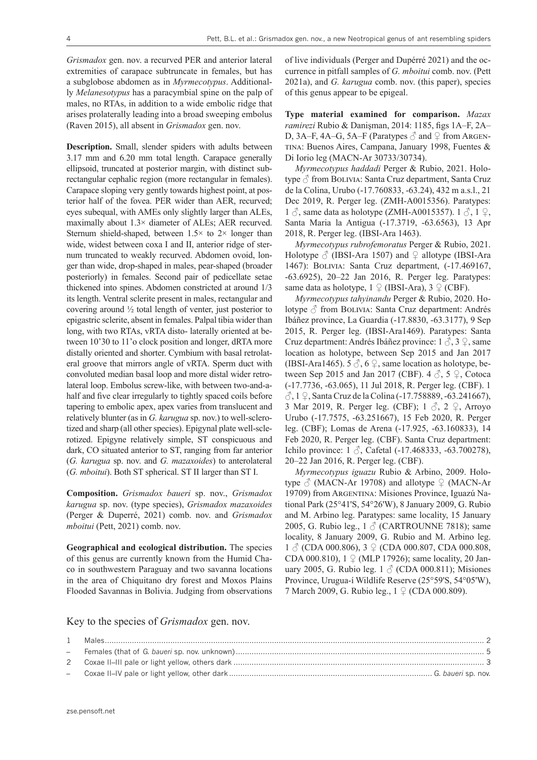*Grismadox* gen. nov. a recurved PER and anterior lateral extremities of carapace subtruncate in females, but has a subglobose abdomen as in *Myrmecotypus*. Additionally *Melanesotypus* has a paracymbial spine on the palp of males, no RTAs, in addition to a wide embolic ridge that arises prolaterally leading into a broad sweeping embolus (Raven 2015), all absent in *Grismadox* gen. nov.

**Description.** Small, slender spiders with adults between 3.17 mm and 6.20 mm total length. Carapace generally ellipsoid, truncated at posterior margin, with distinct subrectangular cephalic region (more rectangular in females). Carapace sloping very gently towards highest point, at posterior half of the fovea. PER wider than AER, recurved; eyes subequal, with AMEs only slightly larger than ALEs, maximally about 1.3× diameter of ALEs; AER recurved. Sternum shield-shaped, between 1.5× to 2× longer than wide, widest between coxa I and II, anterior ridge of sternum truncated to weakly recurved. Abdomen ovoid, longer than wide, drop-shaped in males, pear-shaped (broader posteriorly) in females. Second pair of pedicellate setae thickened into spines. Abdomen constricted at around 1/3 its length. Ventral sclerite present in males, rectangular and covering around ½ total length of venter, just posterior to epigastric sclerite, absent in females. Palpal tibia wider than long, with two RTAs, vRTA disto- laterally oriented at between 10'30 to 11'o clock position and longer, dRTA more distally oriented and shorter. Cymbium with basal retrolateral groove that mirrors angle of vRTA. Sperm duct with convoluted median basal loop and more distal wider retrolateral loop. Embolus screw-like, with between two-and-a-half and five clear irregularly to tightly spaced coils before tapering to embolic apex, apex varies from translucent and relatively blunter (as in *G. karugua* sp. nov.) to well-sclerotized and sharp (all other species). Epigynal plate well-sclerotized. Epigyne relatively simple, ST conspicuous and dark, CO situated anterior to ST, ranging from far anterior (*G. karugua* sp. nov. and *G. mazaxoides*) to anterolateral (*G. mboitui*). Both ST spherical. ST II larger than ST I.

**Composition.** *Grismadox baueri* sp. nov., *Grismadox karugua* sp. nov. (type species), *Grismadox mazaxoides* (Perger & Duperré, 2021) comb. nov. and *Grismadox mboitui* (Pett, 2021) comb. nov.

**Geographical and ecological distribution.** The species of this genus are currently known from the Humid Chaco in southwestern Paraguay and two savanna locations in the area of Chiquitano dry forest and Moxos Plains Flooded Savannas in Bolivia. Judging from observations of live individuals (Perger and Dupérré 2021) and the occurrence in pitfall samples of *G. mboitui* comb. nov. (Pett 2021a), and *G. karugua* comb. nov. (this paper), species of this genus appear to be epigeal.

**Type material examined for comparison.** *Mazax ramirezi* Rubio & Danişman, 2014: 1185, figs 1A–F, 2A–D, 3A–F, 4A–G, 5A–F (Paratypes ♂ and ♀ from Argentina: Buenos Aires, Campana, January 1998, Fuentes & Di Iorio leg (MACN-Ar 30733/30734).

*Myrmecotypus haddadi* Perger & Rubio, 2021. Holotype ♂ from Bolivia: Santa Cruz department, Santa Cruz de la Colina, Urubo (-17.760833, -63.24), 432 m a.s.l., 21 Dec 2019, R. Perger leg. (ZMH-A0015356). Paratypes: 1 ♂, same data as holotype (ZMH-A0015357). 1 ♂, 1 ♀, Santa Maria la Antigua (-17.3719, -63.6563), 13 Apr 2018, R. Perger leg. (IBSI-Ara 1463).

*Myrmecotypus rubrofemoratus* Perger & Rubio, 2021. Holotype ♂ (IBSI-Ara 1507) and ♀ allotype (IBSI-Ara 1467): Bolivia: Santa Cruz department, (-17.469167, -63.6925), 20–22 Jan 2016, R. Perger leg. Paratypes: same data as holotype, 1 ♀ (IBSI-Ara), 3 ♀ (CBF).

*Myrmecotypus tahyinandu* Perger & Rubio, 2020. Holotype ♂ from Bolivia: Santa Cruz department: Andrés Ibáñez province, La Guardia (-17.8830, -63.3177), 9 Sep 2015, R. Perger leg. (IBSI-Ara1469). Paratypes: Santa Cruz department: Andrés Ibáñez province: 1 ♂, 3 ♀, same location as holotype, between Sep 2015 and Jan 2017 (IBSI-Ara1465). 5 ♂, 6 ♀, same location as holotype, between Sep 2015 and Jan 2017 (CBF). 4 ♂, 5 ♀, Cotoca (-17.7736, -63.065), 11 Jul 2018, R. Perger leg. (CBF). 1 ♂, 1 ♀, Santa Cruz de la Colina (-17.758889, -63.241667), 3 Mar 2019, R. Perger leg. (CBF); 1 ♂, 2 ♀, Arroyo Urubo (-17.7575, -63.251667), 15 Feb 2020, R. Perger leg. (CBF); Lomas de Arena (-17.925, -63.160833), 14 Feb 2020, R. Perger leg. (CBF). Santa Cruz department: Ichilo province: 1 ♂, Cafetal (-17.468333, -63.700278), 20–22 Jan 2016, R. Perger leg. (CBF).

*Myrmecotypus iguazu* Rubio & Arbino, 2009. Holotype ♂ (MACN-Ar 19708) and allotype ♀ (MACN-Ar 19709) from Argentina: Misiones Province, Iguazú National Park (25°41'S, 54°26'W), 8 January 2009, G. Rubio and M. Arbino leg. Paratypes: same locality, 15 January 2005, G. Rubio leg., 1 ♂ (CARTROUNNE 7818); same locality, 8 January 2009, G. Rubio and M. Arbino leg. 1 ♂ (CDA 000.806), 3 ♀ (CDA 000.807, CDA 000.808, CDA 000.810), 1 ♀ (MLP 17926); same locality, 20 January 2005, G. Rubio leg. 1 ♂ (CDA 000.811); Misiones Province, Urugua-í Wildlife Reserve (25°59'S, 54°05'W), 7 March 2009, G. Rubio leg., 1 ♀ (CDA 000.809).

## Key to the species of *Grismadox* gen. nov.

| | | |
|---|---|---|
| 1 | Males | 2 |
| – | Females (that of *G. baueri* sp. nov. unknown) | 5 |
| 2 | Coxae II–III pale or light yellow, others dark | 3 |
| – | Coxae II–IV pale or light yellow, other dark | *G. baueri* sp. nov. |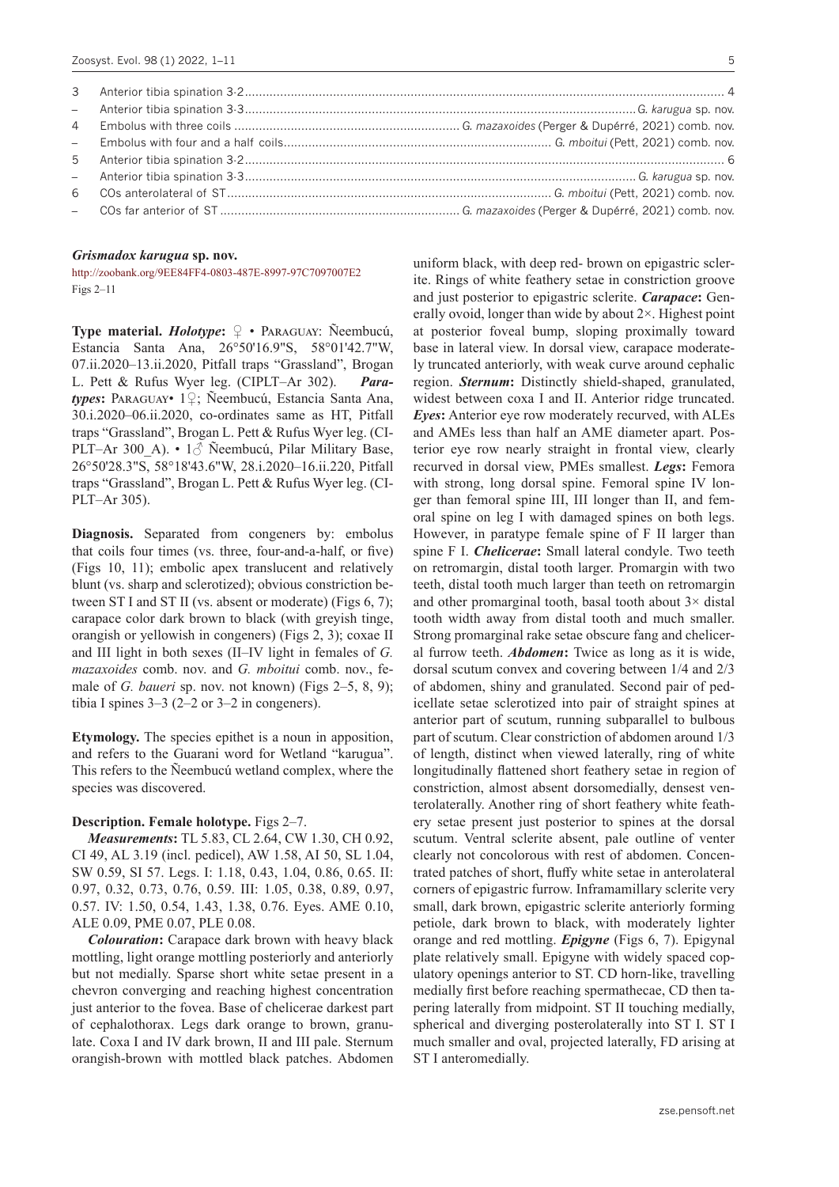3 Anterior tibia spination 3-2 ........................................................................................................................................ 4
– Anterior tibia spination 3-3 ............................................................................................... *G. karugua* sp. nov.
4 Embolus with three coils ........................................................... *G. mazaxoides* (Perger & Dupérré, 2021) comb. nov.
– Embolus with four and a half coils ........................................................................... *G. mboitui* (Pett, 2021) comb. nov.
5 Anterior tibia spination 3-2 ........................................................................................................................................ 6
– Anterior tibia spination 3-3 ............................................................................................... *G. karugua* sp. nov.
6 COs anterolateral of ST ........................................................................................... *G. mboitui* (Pett, 2021) comb. nov.
– COs far anterior of ST ............................................................... *G. mazaxoides* (Perger & Dupérré, 2021) comb. nov.

### *Grismadox karugua* sp. nov.

http://zoobank.org/9EE84FF4-0803-487E-8997-97C7097007E2

Figs 2–11

**Type material.** ***Holotype*:** ♀ • Paraguay: Ñeembucú, Estancia Santa Ana, 26°50'16.9"S, 58°01'42.7"W, 07.ii.2020–13.ii.2020, Pitfall traps "Grassland", Brogan L. Pett & Rufus Wyer leg. (CIPLT–Ar 302). ***Paratypes*:** Paraguay• 1♀; Ñeembucú, Estancia Santa Ana, 30.i.2020–06.ii.2020, co-ordinates same as HT, Pitfall traps "Grassland", Brogan L. Pett & Rufus Wyer leg. (CIPLT–Ar 300_A). • 1♂ Ñeembucú, Pilar Military Base, 26°50'28.3"S, 58°18'43.6"W, 28.i.2020–16.ii.220, Pitfall traps "Grassland", Brogan L. Pett & Rufus Wyer leg. (CIPLT–Ar 305).

**Diagnosis.** Separated from congeners by: embolus that coils four times (vs. three, four-and-a-half, or five) (Figs 10, 11); embolic apex translucent and relatively blunt (vs. sharp and sclerotized); obvious constriction between ST I and ST II (vs. absent or moderate) (Figs 6, 7); carapace color dark brown to black (with greyish tinge, orangish or yellowish in congeners) (Figs 2, 3); coxae II and III light in both sexes (II–IV light in females of *G. mazaxoides* comb. nov. and *G. mboitui* comb. nov., female of *G. baueri* sp. nov. not known) (Figs 2–5, 8, 9); tibia I spines 3–3 (2–2 or 3–2 in congeners).

**Etymology.** The species epithet is a noun in apposition, and refers to the Guarani word for Wetland "karugua". This refers to the Ñeembucú wetland complex, where the species was discovered.

**Description. Female holotype.** Figs 2–7.

***Measurements*:** TL 5.83, CL 2.64, CW 1.30, CH 0.92, CI 49, AL 3.19 (incl. pedicel), AW 1.58, AI 50, SL 1.04, SW 0.59, SI 57. Legs. I: 1.18, 0.43, 1.04, 0.86, 0.65. II: 0.97, 0.32, 0.73, 0.76, 0.59. III: 1.05, 0.38, 0.89, 0.97, 0.57. IV: 1.50, 0.54, 1.43, 1.38, 0.76. Eyes. AME 0.10, ALE 0.09, PME 0.07, PLE 0.08.

***Colouration*:** Carapace dark brown with heavy black mottling, light orange mottling posteriorly and anteriorly but not medially. Sparse short white setae present in a chevron converging and reaching highest concentration just anterior to the fovea. Base of chelicerae darkest part of cephalothorax. Legs dark orange to brown, granulate. Coxa I and IV dark brown, II and III pale. Sternum orangish-brown with mottled black patches. Abdomen uniform black, with deep red- brown on epigastric sclerite. Rings of white feathery setae in constriction groove and just posterior to epigastric sclerite. ***Carapace*:** Generally ovoid, longer than wide by about 2×. Highest point at posterior foveal bump, sloping proximally toward base in lateral view. In dorsal view, carapace moderately truncated anteriorly, with weak curve around cephalic region. ***Sternum*:** Distinctly shield-shaped, granulated, widest between coxa I and II. Anterior ridge truncated. ***Eyes*:** Anterior eye row moderately recurved, with ALEs and AMEs less than half an AME diameter apart. Posterior eye row nearly straight in frontal view, clearly recurved in dorsal view, PMEs smallest. ***Legs*:** Femora with strong, long dorsal spine. Femoral spine IV longer than femoral spine III, III longer than II, and femoral spine on leg I with damaged spines on both legs. However, in paratype female spine of F II larger than spine F I. ***Chelicerae*:** Small lateral condyle. Two teeth on retromargin, distal tooth larger. Promargin with two teeth, distal tooth much larger than teeth on retromargin and other promarginal tooth, basal tooth about 3× distal tooth width away from distal tooth and much smaller. Strong promarginal rake setae obscure fang and cheliceral furrow teeth. ***Abdomen*:** Twice as long as it is wide, dorsal scutum convex and covering between 1/4 and 2/3 of abdomen, shiny and granulated. Second pair of pedicellate setae sclerotized into pair of straight spines at anterior part of scutum, running subparallel to bulbous part of scutum. Clear constriction of abdomen around 1/3 of length, distinct when viewed laterally, ring of white longitudinally flattened short feathery setae in region of constriction, almost absent dorsomedially, densest venterolaterally. Another ring of short feathery white feathery setae present just posterior to spines at the dorsal scutum. Ventral sclerite absent, pale outline of venter clearly not concolorous with rest of abdomen. Concentrated patches of short, fluffy white setae in anterolateral corners of epigastric furrow. Inframamillary sclerite very small, dark brown, epigastric sclerite anteriorly forming petiole, dark brown to black, with moderately lighter orange and red mottling. ***Epigyne*** (Figs 6, 7). Epigynal plate relatively small. Epigyne with widely spaced copulatory openings anterior to ST. CD horn-like, travelling medially first before reaching spermathecae, CD then tapering laterally from midpoint. ST II touching medially, spherical and diverging posterolaterally into ST I. ST I much smaller and oval, projected laterally, FD arising at ST I anteromedially.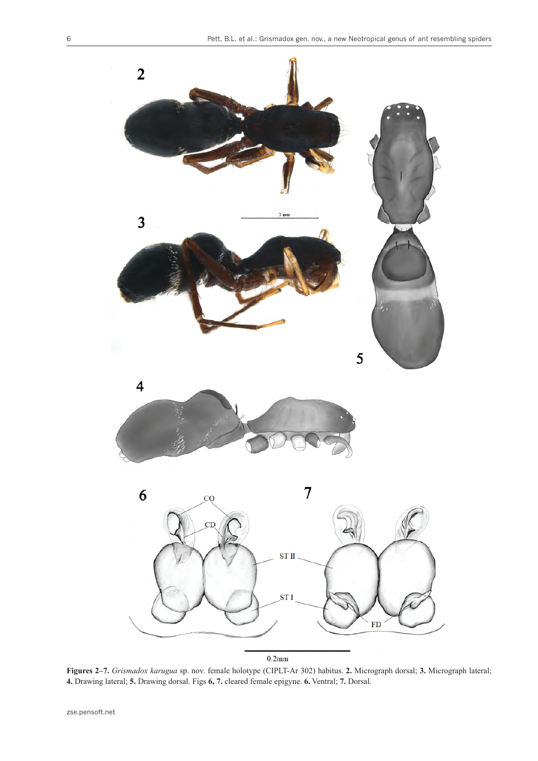**Figures 2–7.** *Grismadox karugua* sp. nov. female holotype (CIPLT-Ar 302) habitus. **2.** Micrograph dorsal; **3.** Micrograph lateral; **4.** Drawing lateral; **5.** Drawing dorsal. Figs **6, 7.** cleared female epigyne. **6.** Ventral; **7.** Dorsal.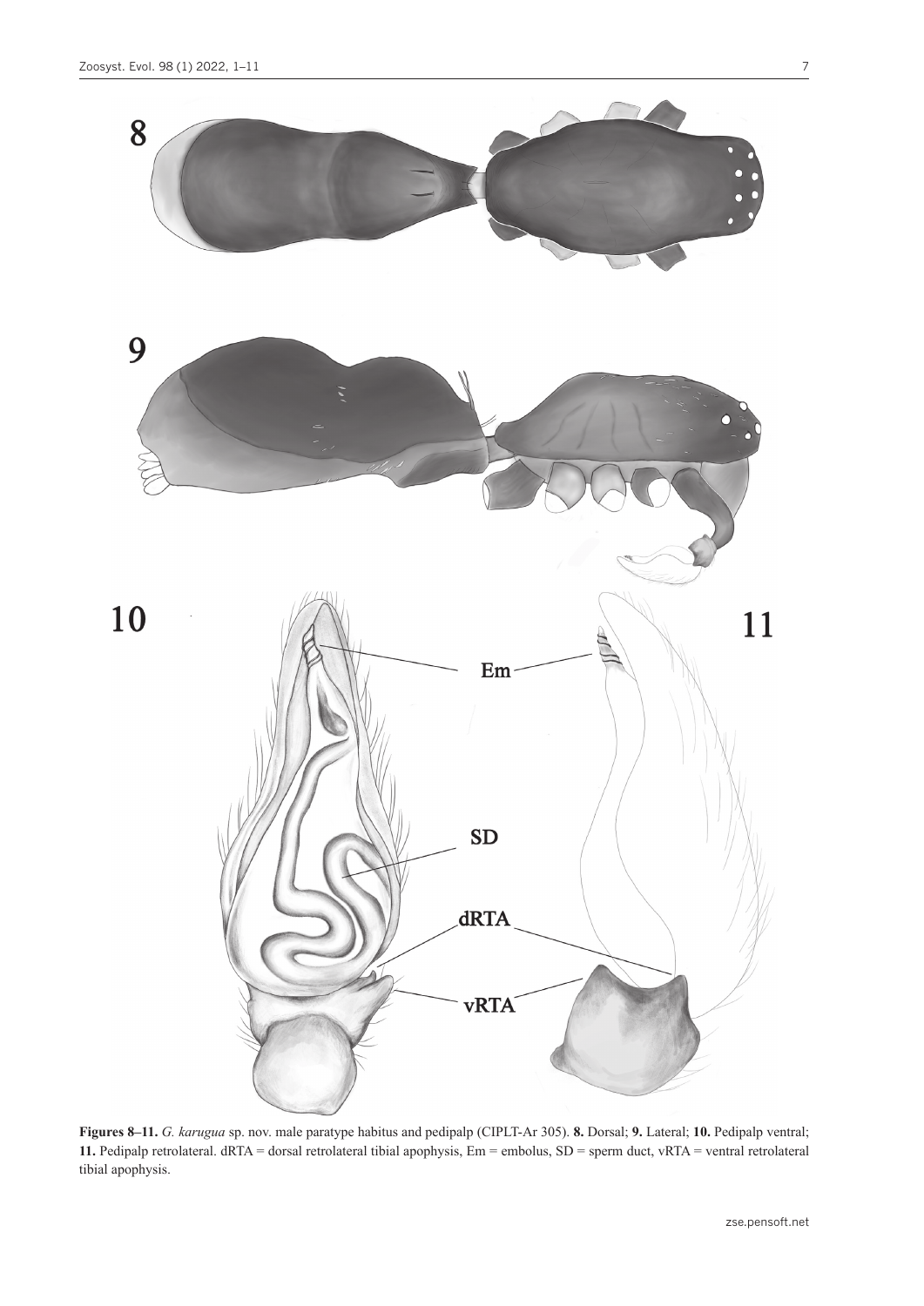**Figures 8–11.** *G. karugua* sp. nov. male paratype habitus and pedipalp (CIPLT-Ar 305). **8.** Dorsal; **9.** Lateral; **10.** Pedipalp ventral; **11.** Pedipalp retrolateral. dRTA = dorsal retrolateral tibial apophysis, Em = embolus, SD = sperm duct, vRTA = ventral retrolateral tibial apophysis.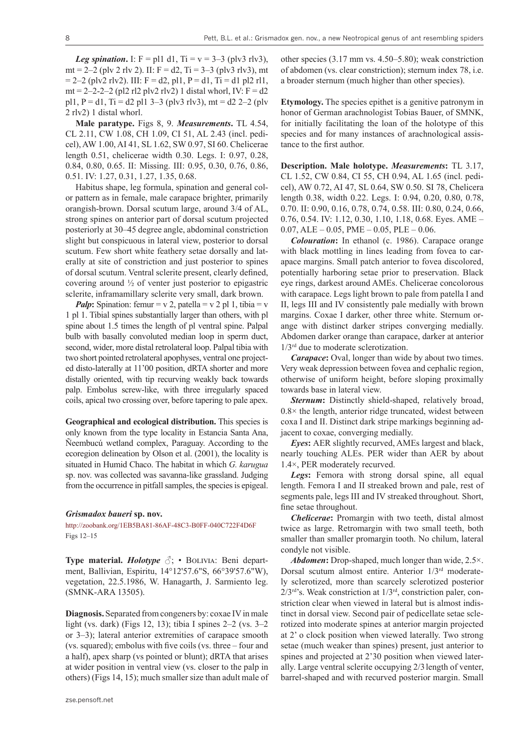***Leg spination*.** I: F = pl1 d1, Ti = v = 3–3 (plv3 rlv3), mt = 2–2 (plv 2 rlv 2). II: F = d2, Ti = 3–3 (plv3 rlv3), mt = 2–2 (plv2 rlv2). III: F = d2, pl1, P = d1, Ti = d1 pl2 rl1, mt = 2–2-2–2 (pl2 rl2 plv2 rlv2) 1 distal whorl, IV: F = d2 pl1, P = d1, Ti = d2 pl1 3–3 (plv3 rlv3), mt = d2 2–2 (plv 2 rlv2) 1 distal whorl.

**Male paratype.** Figs 8, 9. ***Measurements*.** TL 4.54, CL 2.11, CW 1.08, CH 1.09, CI 51, AL 2.43 (incl. pedicel), AW 1.00, AI 41, SL 1.62, SW 0.97, SI 60. Chelicerae length 0.51, chelicerae width 0.30. Legs. I: 0.97, 0.28, 0.84, 0.80, 0.65. II: Missing. III: 0.95, 0.30, 0.76, 0.86, 0.51. IV: 1.27, 0.31, 1.27, 1.35, 0.68.

Habitus shape, leg formula, spination and general color pattern as in female, male carapace brighter, primarily orangish-brown. Dorsal scutum large, around 3/4 of AL, strong spines on anterior part of dorsal scutum projected posteriorly at 30–45 degree angle, abdominal constriction slight but conspicuous in lateral view, posterior to dorsal scutum. Few short white feathery setae dorsally and laterally at site of constriction and just posterior to spines of dorsal scutum. Ventral sclerite present, clearly defined, covering around ½ of venter just posterior to epigastric sclerite, inframamillary sclerite very small, dark brown.

***Palp*:** Spination: femur = v 2, patella = v 2 pl 1, tibia = v 1 pl 1. Tibial spines substantially larger than others, with pl spine about 1.5 times the length of pl ventral spine. Palpal bulb with basally convoluted median loop in sperm duct, second, wider, more distal retrolateral loop. Palpal tibia with two short pointed retrolateral apophyses, ventral one projected disto-laterally at 11'00 position, dRTA shorter and more distally oriented, with tip recurving weakly back towards palp. Embolus screw-like, with three irregularly spaced coils, apical two crossing over, before tapering to pale apex.

**Geographical and ecological distribution.** This species is only known from the type locality in Estancia Santa Ana, Ñeembucú wetland complex, Paraguay. According to the ecoregion delineation by Olson et al. (2001), the locality is situated in Humid Chaco. The habitat in which *G. karugua* sp. nov. was collected was savanna-like grassland. Judging from the occurrence in pitfall samples, the species is epigeal.

### *Grismadox baueri* sp. nov.

http://zoobank.org/1EB5BA81-86AF-48C3-B0FF-040C722F4D6F

Figs 12–15

**Type material.** ***Holotype*** ♂; • Bolivia: Beni department, Ballivian, Espiritu, 14°12'57.6"S, 66°39'57.6"W), vegetation, 22.5.1986, W. Hanagarth, J. Sarmiento leg. (SMNK-ARA 13505).

**Diagnosis.** Separated from congeners by: coxae IV in male light (vs. dark) (Figs 12, 13); tibia I spines 2–2 (vs. 3–2 or 3–3); lateral anterior extremities of carapace smooth (vs. squared); embolus with five coils (vs. three – four and a half), apex sharp (vs pointed or blunt); dRTA that arises at wider position in ventral view (vs. closer to the palp in others) (Figs 14, 15); much smaller size than adult male of other species (3.17 mm vs. 4.50–5.80); weak constriction of abdomen (vs. clear constriction); sternum index 78, i.e. a broader sternum (much higher than other species).

**Etymology.** The species epithet is a genitive patronym in honor of German arachnologist Tobias Bauer, of SMNK, for initially facilitating the loan of the holotype of this species and for many instances of arachnological assistance to the first author.

**Description. Male holotype.** ***Measurements*:** TL 3.17, CL 1.52, CW 0.84, CI 55, CH 0.94, AL 1.65 (incl. pedicel), AW 0.72, AI 47, SL 0.64, SW 0.50. SI 78, Chelicera length 0.38, width 0.22. Legs. I: 0.94, 0.20, 0.80, 0.78, 0.70. II: 0.90, 0.16, 0.78, 0.74, 0.58. III: 0.80, 0.24, 0.66, 0.76, 0.54. IV: 1.12, 0.30, 1.10, 1.18, 0.68. Eyes. AME – 0.07, ALE – 0.05, PME – 0.05, PLE – 0.06.

***Colouration*:** In ethanol (c. 1986). Carapace orange with black mottling in lines leading from fovea to carapace margins. Small patch anterior to fovea discolored, potentially harboring setae prior to preservation. Black eye rings, darkest around AMEs. Chelicerae concolorous with carapace. Legs light brown to pale from patella I and II, legs III and IV consistently pale medially with brown margins. Coxae I darker, other three white. Sternum orange with distinct darker stripes converging medially. Abdomen darker orange than carapace, darker at anterior 1/3rd due to moderate sclerotization.

***Carapace*:** Oval, longer than wide by about two times. Very weak depression between fovea and cephalic region, otherwise of uniform height, before sloping proximally towards base in lateral view.

***Sternum*:** Distinctly shield-shaped, relatively broad, 0.8× the length, anterior ridge truncated, widest between coxa I and II. Distinct dark stripe markings beginning adjacent to coxae, converging medially.

***Eyes*:** AER slightly recurved, AMEs largest and black, nearly touching ALEs. PER wider than AER by about 1.4×, PER moderately recurved.

***Legs*:** Femora with strong dorsal spine, all equal length. Femora I and II streaked brown and pale, rest of segments pale, legs III and IV streaked throughout. Short, fine setae throughout.

***Chelicerae*:** Promargin with two teeth, distal almost twice as large. Retromargin with two small teeth, both smaller than smaller promargin tooth. No chilum, lateral condyle not visible.

***Abdomen*:** Drop-shaped, much longer than wide, 2.5×. Dorsal scutum almost entire. Anterior 1/3rd moderately sclerotized, more than scarcely sclerotized posterior 2/3rd's. Weak constriction at 1/3rd, constriction paler, constriction clear when viewed in lateral but is almost indistinct in dorsal view. Second pair of pedicellate setae sclerotized into moderate spines at anterior margin projected at 2' o clock position when viewed laterally. Two strong setae (much weaker than spines) present, just anterior to spines and projected at 2'30 position when viewed laterally. Large ventral sclerite occupying 2/3 length of venter, barrel-shaped and with recurved posterior margin. Small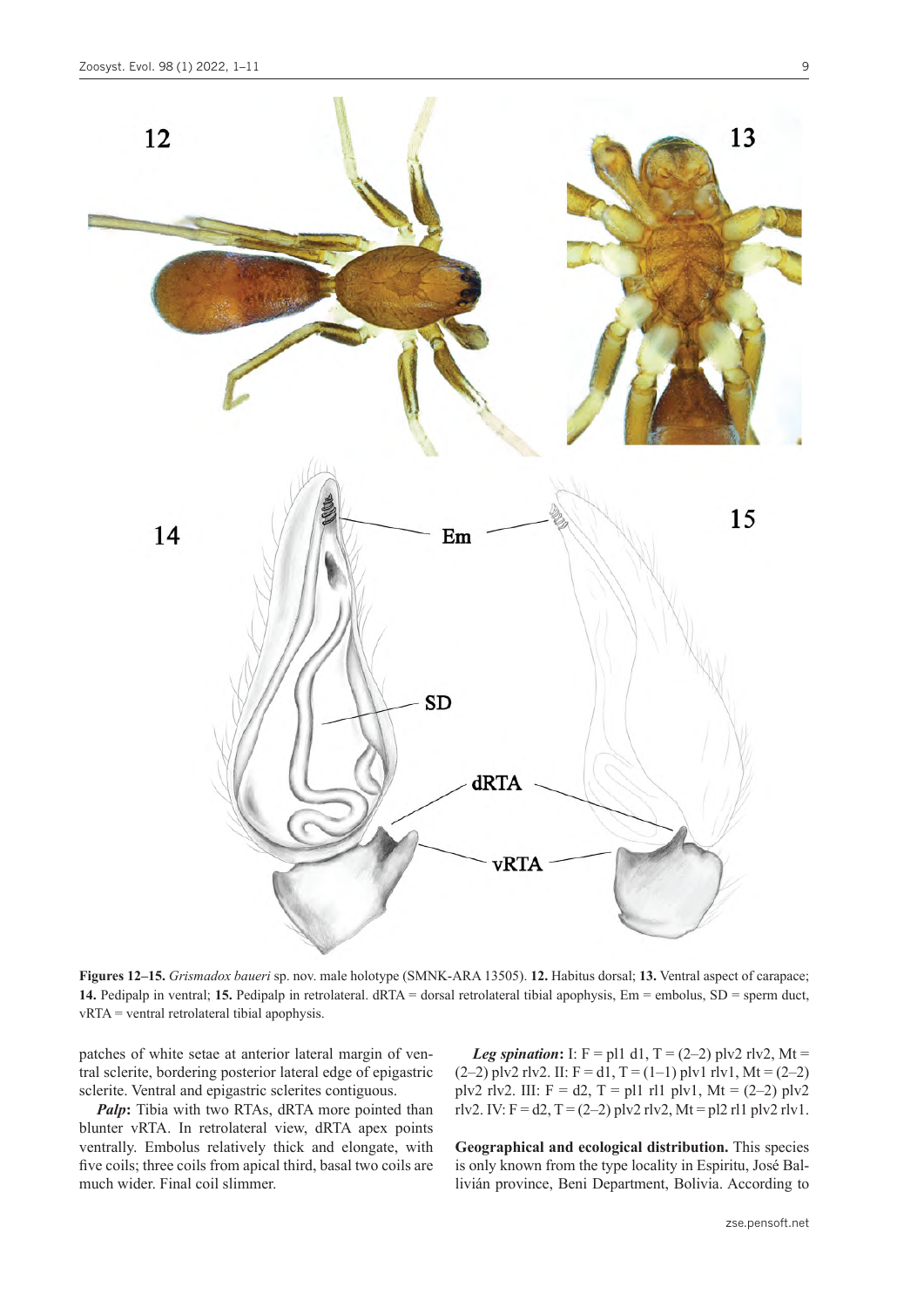**Figures 12–15.** *Grismadox baueri* sp. nov. male holotype (SMNK-ARA 13505). **12.** Habitus dorsal; **13.** Ventral aspect of carapace; **14.** Pedipalp in ventral; **15.** Pedipalp in retrolateral. dRTA = dorsal retrolateral tibial apophysis, Em = embolus, SD = sperm duct, vRTA = ventral retrolateral tibial apophysis.

patches of white setae at anterior lateral margin of ventral sclerite, bordering posterior lateral edge of epigastric sclerite. Ventral and epigastric sclerites contiguous.

***Palp*:** Tibia with two RTAs, dRTA more pointed than blunter vRTA. In retrolateral view, dRTA apex points ventrally. Embolus relatively thick and elongate, with five coils; three coils from apical third, basal two coils are much wider. Final coil slimmer.

***Leg spination*:** I: F = pl1 d1, T = (2–2) plv2 rlv2, Mt = (2–2) plv2 rlv2. II: F = d1, T = (1–1) plv1 rlv1, Mt = (2–2) plv2 rlv2. III: F = d2, T = pl1 rl1 plv1, Mt = (2–2) plv2 rlv2. IV: F = d2, T = (2–2) plv2 rlv2, Mt = pl2 rl1 plv2 rlv1.

**Geographical and ecological distribution.** This species is only known from the type locality in Espiritu, José Ballivián province, Beni Department, Bolivia. According to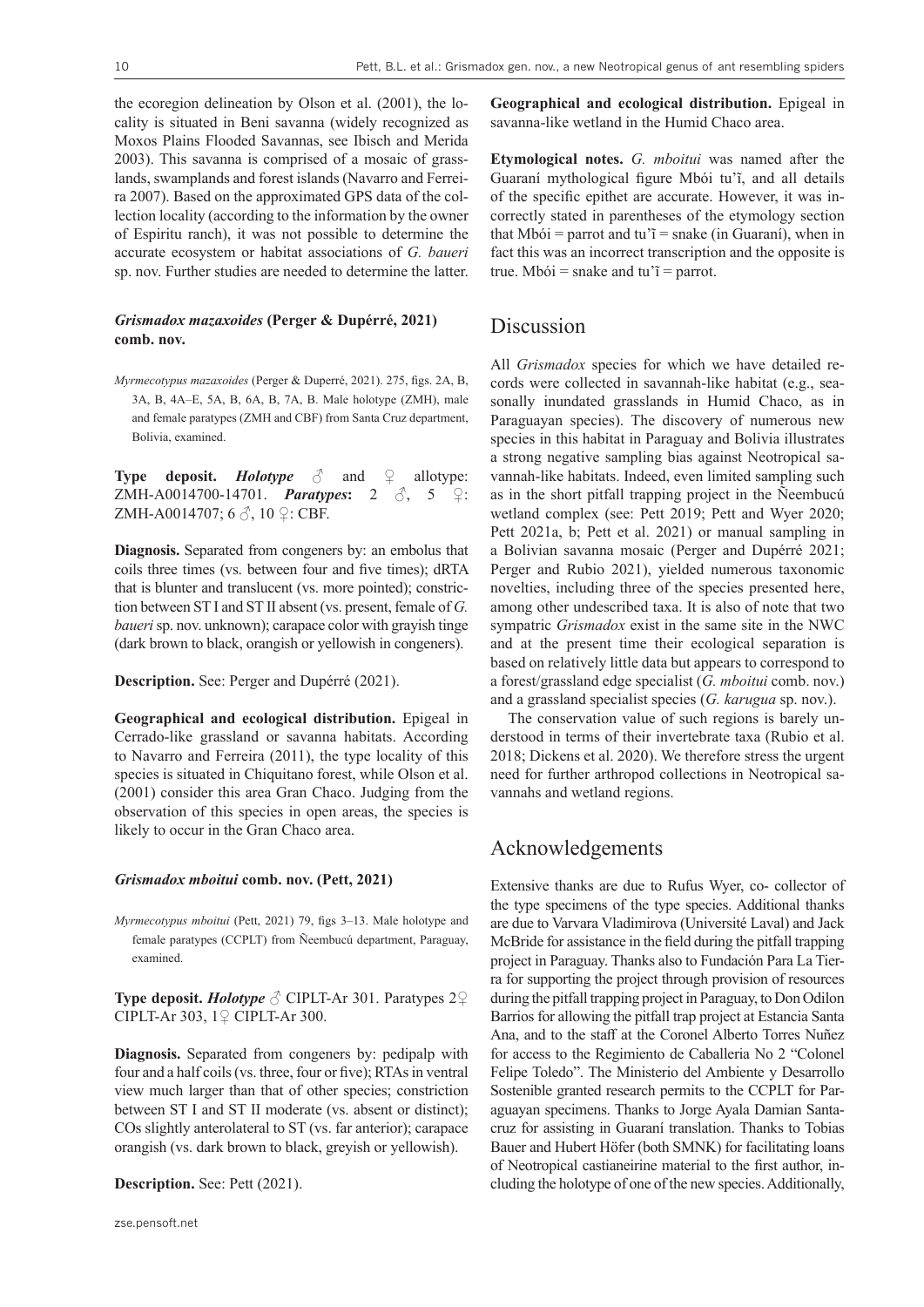the ecoregion delineation by Olson et al. (2001), the locality is situated in Beni savanna (widely recognized as Moxos Plains Flooded Savannas, see Ibisch and Merida 2003). This savanna is comprised of a mosaic of grasslands, swamplands and forest islands (Navarro and Ferreira 2007). Based on the approximated GPS data of the collection locality (according to the information by the owner of Espiritu ranch), it was not possible to determine the accurate ecosystem or habitat associations of *G. baueri* sp. nov. Further studies are needed to determine the latter.

### *Grismadox mazaxoides* (Perger & Dupérré, 2021) comb. nov.

*Myrmecotypus mazaxoides* (Perger & Duperré, 2021). 275, figs. 2A, B, 3A, B, 4A–E, 5A, B, 6A, B, 7A, B. Male holotype (ZMH), male and female paratypes (ZMH and CBF) from Santa Cruz department, Bolivia, examined.

**Type deposit.** ***Holotype*** ♂ and ♀ allotype: ZMH-A0014700-14701. ***Paratypes*:** 2 ♂, 5 ♀: ZMH-A0014707; 6 ♂, 10 ♀: CBF.

**Diagnosis.** Separated from congeners by: an embolus that coils three times (vs. between four and five times); dRTA that is blunter and translucent (vs. more pointed); constriction between ST I and ST II absent (vs. present, female of *G. baueri* sp. nov. unknown); carapace color with grayish tinge (dark brown to black, orangish or yellowish in congeners).

**Description.** See: Perger and Dupérré (2021).

**Geographical and ecological distribution.** Epigeal in Cerrado-like grassland or savanna habitats. According to Navarro and Ferreira (2011), the type locality of this species is situated in Chiquitano forest, while Olson et al. (2001) consider this area Gran Chaco. Judging from the observation of this species in open areas, the species is likely to occur in the Gran Chaco area.

### *Grismadox mboitui* comb. nov. (Pett, 2021)

*Myrmecotypus mboitui* (Pett, 2021) 79, figs 3–13. Male holotype and female paratypes (CCPLT) from Ñeembucú department, Paraguay, examined.

**Type deposit.** ***Holotype*** ♂ CIPLT-Ar 301. Paratypes 2♀ CIPLT-Ar 303, 1♀ CIPLT-Ar 300.

**Diagnosis.** Separated from congeners by: pedipalp with four and a half coils (vs. three, four or five); RTAs in ventral view much larger than that of other species; constriction between ST I and ST II moderate (vs. absent or distinct); COs slightly anterolateral to ST (vs. far anterior); carapace orangish (vs. dark brown to black, greyish or yellowish).

**Description.** See: Pett (2021).

**Geographical and ecological distribution.** Epigeal in savanna-like wetland in the Humid Chaco area.

**Etymological notes.** *G. mboitui* was named after the Guaraní mythological figure Mbói tu'ĩ, and all details of the specific epithet are accurate. However, it was incorrectly stated in parentheses of the etymology section that Mbói = parrot and tu'ĩ = snake (in Guaraní), when in fact this was an incorrect transcription and the opposite is true. Mbói = snake and tu'ĩ = parrot.

## Discussion

All *Grismadox* species for which we have detailed records were collected in savannah-like habitat (e.g., seasonally inundated grasslands in Humid Chaco, as in Paraguayan species). The discovery of numerous new species in this habitat in Paraguay and Bolivia illustrates a strong negative sampling bias against Neotropical savannah-like habitats. Indeed, even limited sampling such as in the short pitfall trapping project in the Ñeembucú wetland complex (see: Pett 2019; Pett and Wyer 2020; Pett 2021a, b; Pett et al. 2021) or manual sampling in a Bolivian savanna mosaic (Perger and Dupérré 2021; Perger and Rubio 2021), yielded numerous taxonomic novelties, including three of the species presented here, among other undescribed taxa. It is also of note that two sympatric *Grismadox* exist in the same site in the NWC and at the present time their ecological separation is based on relatively little data but appears to correspond to a forest/grassland edge specialist (*G. mboitui* comb. nov.) and a grassland specialist species (*G. karugua* sp. nov.).

The conservation value of such regions is barely understood in terms of their invertebrate taxa (Rubio et al. 2018; Dickens et al. 2020). We therefore stress the urgent need for further arthropod collections in Neotropical savannahs and wetland regions.

## Acknowledgements

Extensive thanks are due to Rufus Wyer, co- collector of the type specimens of the type species. Additional thanks are due to Varvara Vladimirova (Université Laval) and Jack McBride for assistance in the field during the pitfall trapping project in Paraguay. Thanks also to Fundación Para La Tierra for supporting the project through provision of resources during the pitfall trapping project in Paraguay, to Don Odilon Barrios for allowing the pitfall trap project at Estancia Santa Ana, and to the staff at the Coronel Alberto Torres Nuñez for access to the Regimiento de Caballeria No 2 "Colonel Felipe Toledo". The Ministerio del Ambiente y Desarrollo Sostenible granted research permits to the CCPLT for Paraguayan specimens. Thanks to Jorge Ayala Damian Santacruz for assisting in Guaraní translation. Thanks to Tobias Bauer and Hubert Höfer (both SMNK) for facilitating loans of Neotropical castianeirine material to the first author, including the holotype of one of the new species. Additionally,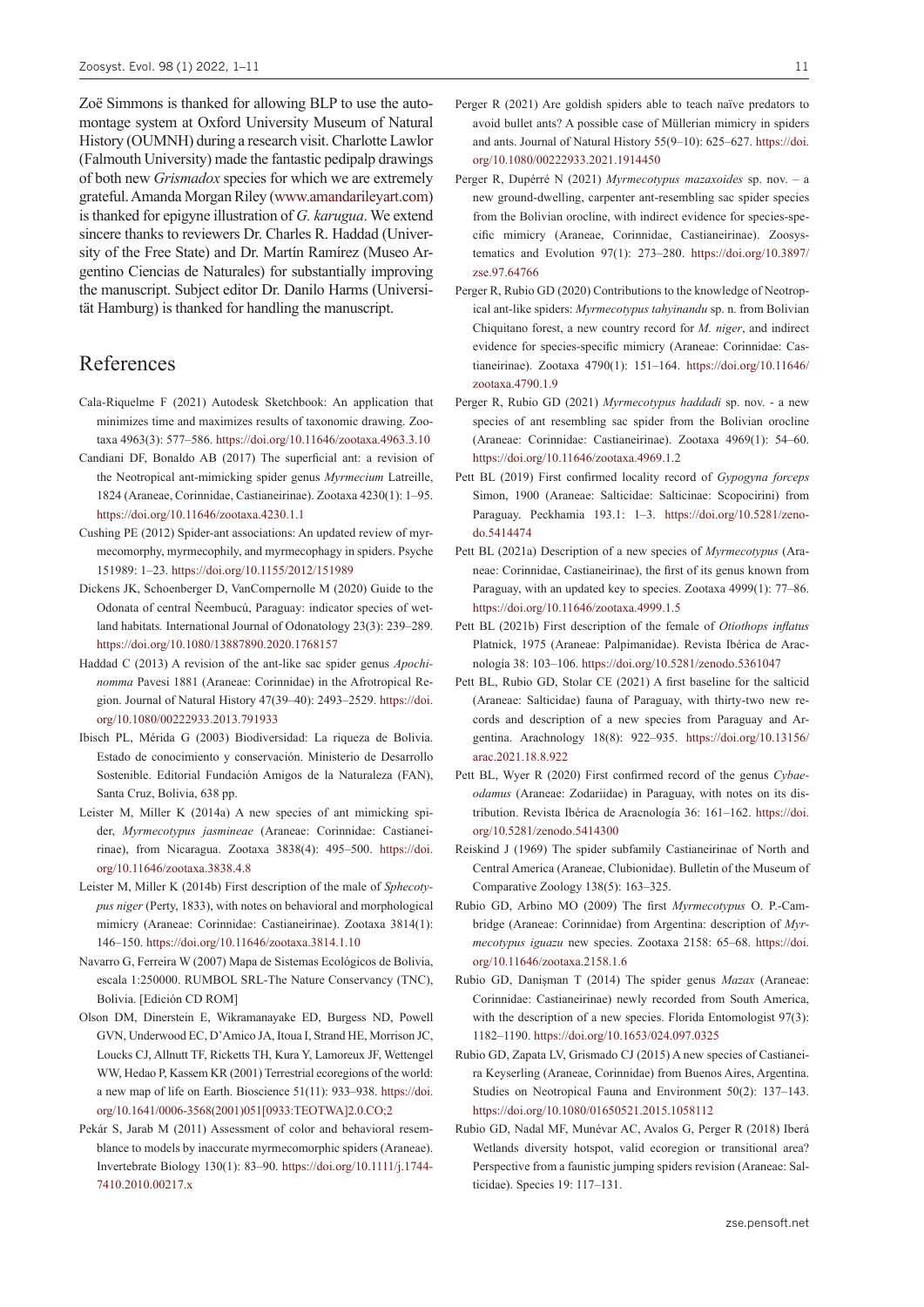Zoë Simmons is thanked for allowing BLP to use the automontage system at Oxford University Museum of Natural History (OUMNH) during a research visit. Charlotte Lawlor (Falmouth University) made the fantastic pedipalp drawings of both new *Grismadox* species for which we are extremely grateful. Amanda Morgan Riley (www.amandarileyart.com) is thanked for epigyne illustration of *G. karugua*. We extend sincere thanks to reviewers Dr. Charles R. Haddad (University of the Free State) and Dr. Martín Ramírez (Museo Argentino Ciencias de Naturales) for substantially improving the manuscript. Subject editor Dr. Danilo Harms (Universität Hamburg) is thanked for handling the manuscript.

## References

Cala-Riquelme F (2021) Autodesk Sketchbook: An application that minimizes time and maximizes results of taxonomic drawing. Zootaxa 4963(3): 577–586. https://doi.org/10.11646/zootaxa.4963.3.10

Candiani DF, Bonaldo AB (2017) The superficial ant: a revision of the Neotropical ant-mimicking spider genus *Myrmecium* Latreille, 1824 (Araneae, Corinnidae, Castianeirinae). Zootaxa 4230(1): 1–95. https://doi.org/10.11646/zootaxa.4230.1.1

Cushing PE (2012) Spider-ant associations: An updated review of myrmecomorphy, myrmecophily, and myrmecophagy in spiders. Psyche 151989: 1–23. https://doi.org/10.1155/2012/151989

Dickens JK, Schoenberger D, VanCompernolle M (2020) Guide to the Odonata of central Ñeembucú, Paraguay: indicator species of wetland habitats. International Journal of Odonatology 23(3): 239–289. https://doi.org/10.1080/13887890.2020.1768157

Haddad C (2013) A revision of the ant-like sac spider genus *Apochinomma* Pavesi 1881 (Araneae: Corinnidae) in the Afrotropical Region. Journal of Natural History 47(39–40): 2493–2529. https://doi.org/10.1080/00222933.2013.791933

Ibisch PL, Mérida G (2003) Biodiversidad: La riqueza de Bolivia. Estado de conocimiento y conservación. Ministerio de Desarrollo Sostenible. Editorial Fundación Amigos de la Naturaleza (FAN), Santa Cruz, Bolivia, 638 pp.

Leister M, Miller K (2014a) A new species of ant mimicking spider, *Myrmecotypus jasmineae* (Araneae: Corinnidae: Castianeirinae), from Nicaragua. Zootaxa 3838(4): 495–500. https://doi.org/10.11646/zootaxa.3838.4.8

Leister M, Miller K (2014b) First description of the male of *Sphecotypus niger* (Perty, 1833), with notes on behavioral and morphological mimicry (Araneae: Corinnidae: Castianeirinae). Zootaxa 3814(1): 146–150. https://doi.org/10.11646/zootaxa.3814.1.10

Navarro G, Ferreira W (2007) Mapa de Sistemas Ecológicos de Bolivia, escala 1:250000. RUMBOL SRL-The Nature Conservancy (TNC), Bolivia. [Edición CD ROM]

Olson DM, Dinerstein E, Wikramanayake ED, Burgess ND, Powell GVN, Underwood EC, D'Amico JA, Itoua I, Strand HE, Morrison JC, Loucks CJ, Allnutt TF, Ricketts TH, Kura Y, Lamoreux JF, Wettengel WW, Hedao P, Kassem KR (2001) Terrestrial ecoregions of the world: a new map of life on Earth. Bioscience 51(11): 933–938. https://doi.org/10.1641/0006-3568(2001)051[0933:TEOTWA]2.0.CO;2

Pekár S, Jarab M (2011) Assessment of color and behavioral resemblance to models by inaccurate myrmecomorphic spiders (Araneae). Invertebrate Biology 130(1): 83–90. https://doi.org/10.1111/j.1744-7410.2010.00217.x

Perger R (2021) Are goldish spiders able to teach naïve predators to avoid bullet ants? A possible case of Müllerian mimicry in spiders and ants. Journal of Natural History 55(9–10): 625–627. https://doi.org/10.1080/00222933.2021.1914450

Perger R, Dupérré N (2021) *Myrmecotypus mazaxoides* sp. nov. – a new ground-dwelling, carpenter ant-resembling sac spider species from the Bolivian orocline, with indirect evidence for species-specific mimicry (Araneae, Corinnidae, Castianeirinae). Zoosystematics and Evolution 97(1): 273–280. https://doi.org/10.3897/zse.97.64766

Perger R, Rubio GD (2020) Contributions to the knowledge of Neotropical ant-like spiders: *Myrmecotypus tahyinandu* sp. n. from Bolivian Chiquitano forest, a new country record for *M. niger*, and indirect evidence for species-specific mimicry (Araneae: Corinnidae: Castianeirinae). Zootaxa 4790(1): 151–164. https://doi.org/10.11646/zootaxa.4790.1.9

Perger R, Rubio GD (2021) *Myrmecotypus haddadi* sp. nov. - a new species of ant resembling sac spider from the Bolivian orocline (Araneae: Corinnidae: Castianeirinae). Zootaxa 4969(1): 54–60. https://doi.org/10.11646/zootaxa.4969.1.2

Pett BL (2019) First confirmed locality record of *Gypogyna forceps* Simon, 1900 (Araneae: Salticidae: Salticinae: Scopocirini) from Paraguay. Peckhamia 193.1: 1–3. https://doi.org/10.5281/zenodo.5414474

Pett BL (2021a) Description of a new species of *Myrmecotypus* (Araneae: Corinnidae, Castianeirinae), the first of its genus known from Paraguay, with an updated key to species. Zootaxa 4999(1): 77–86. https://doi.org/10.11646/zootaxa.4999.1.5

Pett BL (2021b) First description of the female of *Otiothops inflatus* Platnick, 1975 (Araneae: Palpimanidae). Revista Ibérica de Aracnología 38: 103–106. https://doi.org/10.5281/zenodo.5361047

Pett BL, Rubio GD, Stolar CE (2021) A first baseline for the salticid (Araneae: Salticidae) fauna of Paraguay, with thirty-two new records and description of a new species from Paraguay and Argentina. Arachnology 18(8): 922–935. https://doi.org/10.13156/arac.2021.18.8.922

Pett BL, Wyer R (2020) First confirmed record of the genus *Cybaeodamus* (Araneae: Zodariidae) in Paraguay, with notes on its distribution. Revista Ibérica de Aracnología 36: 161–162. https://doi.org/10.5281/zenodo.5414300

Reiskind J (1969) The spider subfamily Castianeirinae of North and Central America (Araneae, Clubionidae). Bulletin of the Museum of Comparative Zoology 138(5): 163–325.

Rubio GD, Arbino MO (2009) The first *Myrmecotypus* O. P.-Cambridge (Araneae: Corinnidae) from Argentina: description of *Myrmecotypus iguazu* new species. Zootaxa 2158: 65–68. https://doi.org/10.11646/zootaxa.2158.1.6

Rubio GD, Danişman T (2014) The spider genus *Mazax* (Araneae: Corinnidae: Castianeirinae) newly recorded from South America, with the description of a new species. Florida Entomologist 97(3): 1182–1190. https://doi.org/10.1653/024.097.0325

Rubio GD, Zapata LV, Grismado CJ (2015) A new species of Castianeira Keyserling (Araneae, Corinnidae) from Buenos Aires, Argentina. Studies on Neotropical Fauna and Environment 50(2): 137–143. https://doi.org/10.1080/01650521.2015.1058112

Rubio GD, Nadal MF, Munévar AC, Avalos G, Perger R (2018) Iberá Wetlands diversity hotspot, valid ecoregion or transitional area? Perspective from a faunistic jumping spiders revision (Araneae: Salticidae). Species 19: 117–131.